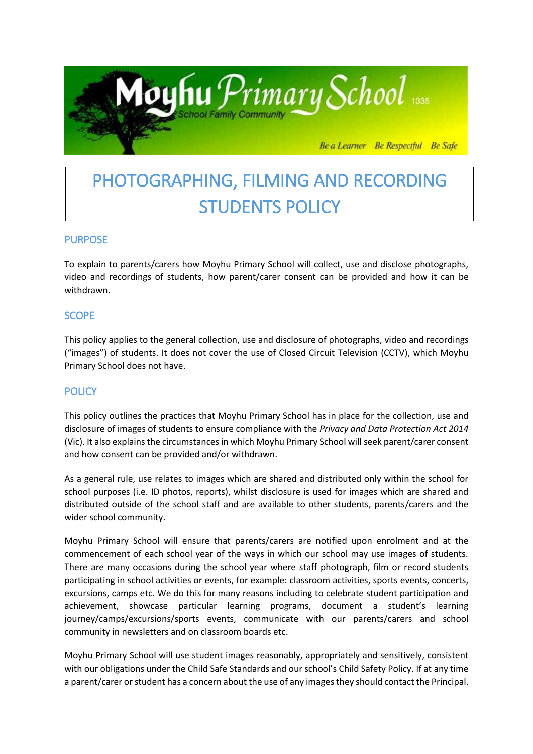# PHOTOGRAPHING, FILMING AND RECORDING STUDENTS POLICY

## PURPOSE

To explain to parents/carers how Moyhu Primary School will collect, use and disclose photographs, video and recordings of students, how parent/carer consent can be provided and how it can be withdrawn.

## SCOPE

This policy applies to the general collection, use and disclosure of photographs, video and recordings ("images") of students. It does not cover the use of Closed Circuit Television (CCTV), which Moyhu Primary School does not have.

## POLICY

This policy outlines the practices that Moyhu Primary School has in place for the collection, use and disclosure of images of students to ensure compliance with the *Privacy and Data Protection Act 2014* (Vic). It also explains the circumstances in which Moyhu Primary School will seek parent/carer consent and how consent can be provided and/or withdrawn.

As a general rule, use relates to images which are shared and distributed only within the school for school purposes (i.e. ID photos, reports), whilst disclosure is used for images which are shared and distributed outside of the school staff and are available to other students, parents/carers and the wider school community.

Moyhu Primary School will ensure that parents/carers are notified upon enrolment and at the commencement of each school year of the ways in which our school may use images of students. There are many occasions during the school year where staff photograph, film or record students participating in school activities or events, for example: classroom activities, sports events, concerts, excursions, camps etc. We do this for many reasons including to celebrate student participation and achievement, showcase particular learning programs, document a student's learning journey/camps/excursions/sports events, communicate with our parents/carers and school community in newsletters and on classroom boards etc.

Moyhu Primary School will use student images reasonably, appropriately and sensitively, consistent with our obligations under the Child Safe Standards and our school's Child Safety Policy. If at any time a parent/carer or student has a concern about the use of any images they should contact the Principal.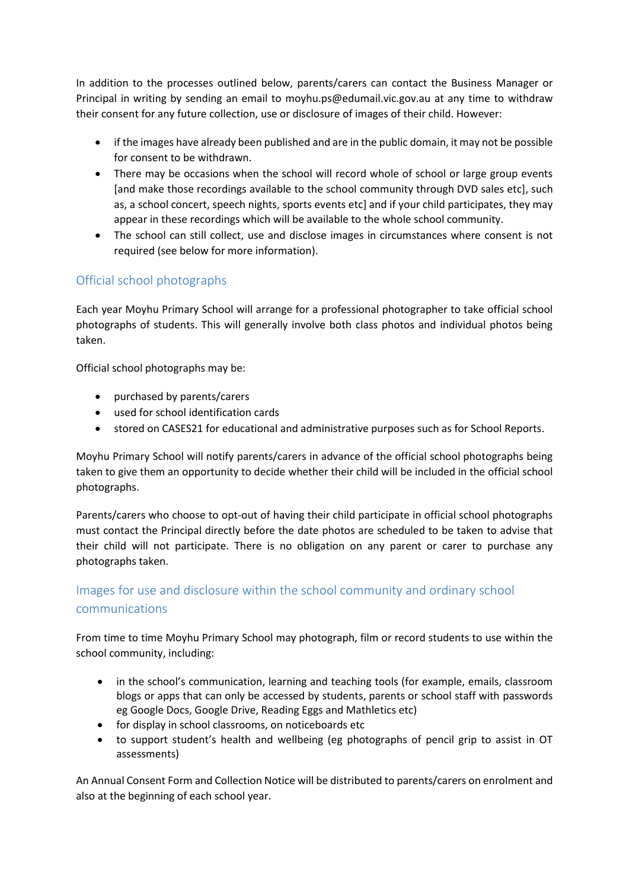In addition to the processes outlined below, parents/carers can contact the Business Manager or Principal in writing by sending an email to moyhu.ps@edumail.vic.gov.au at any time to withdraw their consent for any future collection, use or disclosure of images of their child. However:

- if the images have already been published and are in the public domain, it may not be possible for consent to be withdrawn.
- There may be occasions when the school will record whole of school or large group events [and make those recordings available to the school community through DVD sales etc], such as, a school concert, speech nights, sports events etc] and if your child participates, they may appear in these recordings which will be available to the whole school community.
- The school can still collect, use and disclose images in circumstances where consent is not required (see below for more information).

## Official school photographs

Each year Moyhu Primary School will arrange for a professional photographer to take official school photographs of students. This will generally involve both class photos and individual photos being taken.

Official school photographs may be:

- purchased by parents/carers
- used for school identification cards
- stored on CASES21 for educational and administrative purposes such as for School Reports.

Moyhu Primary School will notify parents/carers in advance of the official school photographs being taken to give them an opportunity to decide whether their child will be included in the official school photographs.

Parents/carers who choose to opt-out of having their child participate in official school photographs must contact the Principal directly before the date photos are scheduled to be taken to advise that their child will not participate. There is no obligation on any parent or carer to purchase any photographs taken.

## Images for use and disclosure within the school community and ordinary school communications

From time to time Moyhu Primary School may photograph, film or record students to use within the school community, including:

- in the school's communication, learning and teaching tools (for example, emails, classroom blogs or apps that can only be accessed by students, parents or school staff with passwords eg Google Docs, Google Drive, Reading Eggs and Mathletics etc)
- for display in school classrooms, on noticeboards etc
- to support student's health and wellbeing (eg photographs of pencil grip to assist in OT assessments)

An Annual Consent Form and Collection Notice will be distributed to parents/carers on enrolment and also at the beginning of each school year.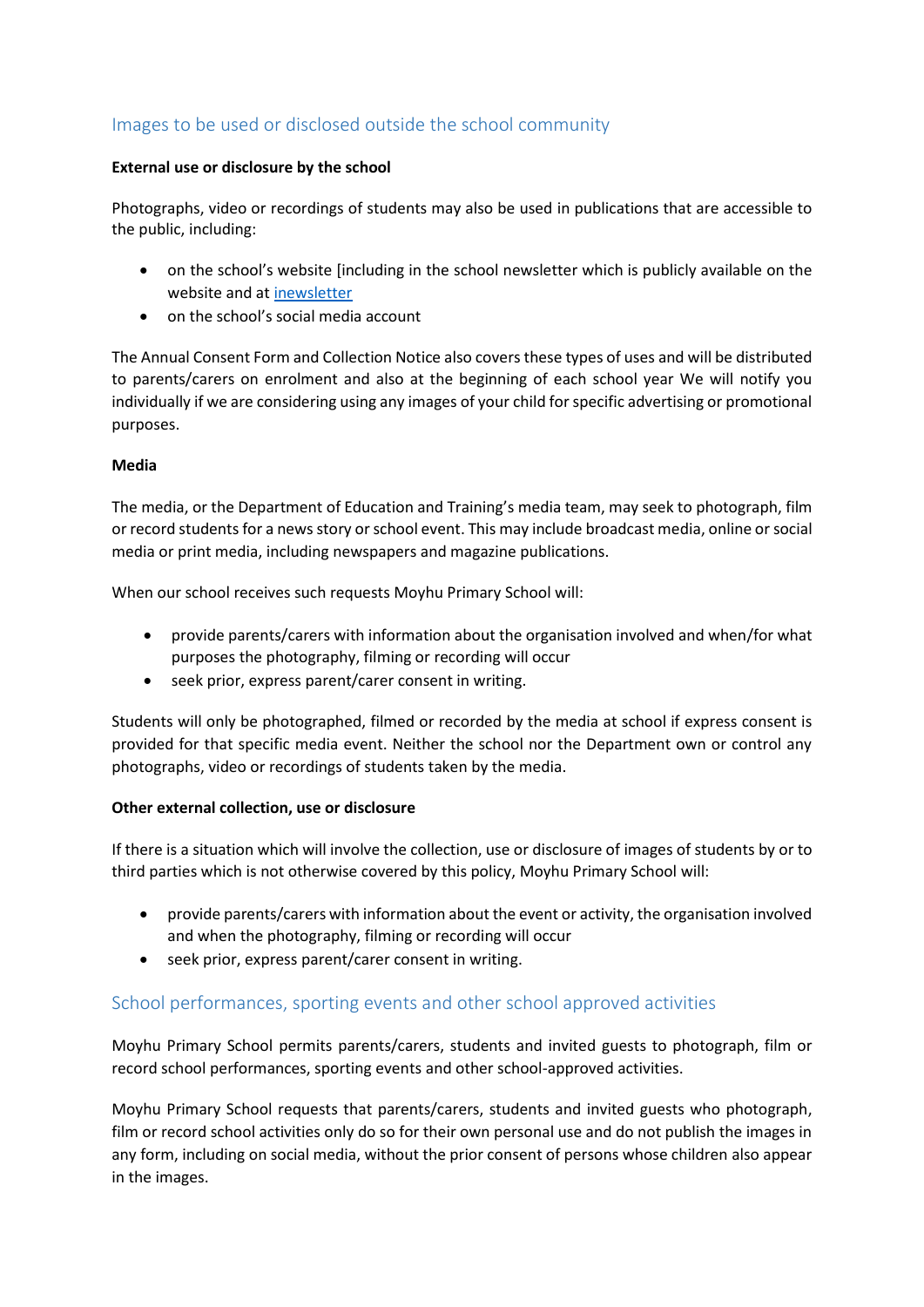## Images to be used or disclosed outside the school community

**External use or disclosure by the school**

Photographs, video or recordings of students may also be used in publications that are accessible to the public, including:

- on the school's website [including in the school newsletter which is publicly available on the website and at [inewsletter](inewsletter)
- on the school's social media account

The Annual Consent Form and Collection Notice also covers these types of uses and will be distributed to parents/carers on enrolment and also at the beginning of each school year We will notify you individually if we are considering using any images of your child for specific advertising or promotional purposes.

**Media**

The media, or the Department of Education and Training's media team, may seek to photograph, film or record students for a news story or school event. This may include broadcast media, online or social media or print media, including newspapers and magazine publications.

When our school receives such requests Moyhu Primary School will:

- provide parents/carers with information about the organisation involved and when/for what purposes the photography, filming or recording will occur
- seek prior, express parent/carer consent in writing.

Students will only be photographed, filmed or recorded by the media at school if express consent is provided for that specific media event. Neither the school nor the Department own or control any photographs, video or recordings of students taken by the media.

**Other external collection, use or disclosure**

If there is a situation which will involve the collection, use or disclosure of images of students by or to third parties which is not otherwise covered by this policy, Moyhu Primary School will:

- provide parents/carers with information about the event or activity, the organisation involved and when the photography, filming or recording will occur
- seek prior, express parent/carer consent in writing.

## School performances, sporting events and other school approved activities

Moyhu Primary School permits parents/carers, students and invited guests to photograph, film or record school performances, sporting events and other school-approved activities.

Moyhu Primary School requests that parents/carers, students and invited guests who photograph, film or record school activities only do so for their own personal use and do not publish the images in any form, including on social media, without the prior consent of persons whose children also appear in the images.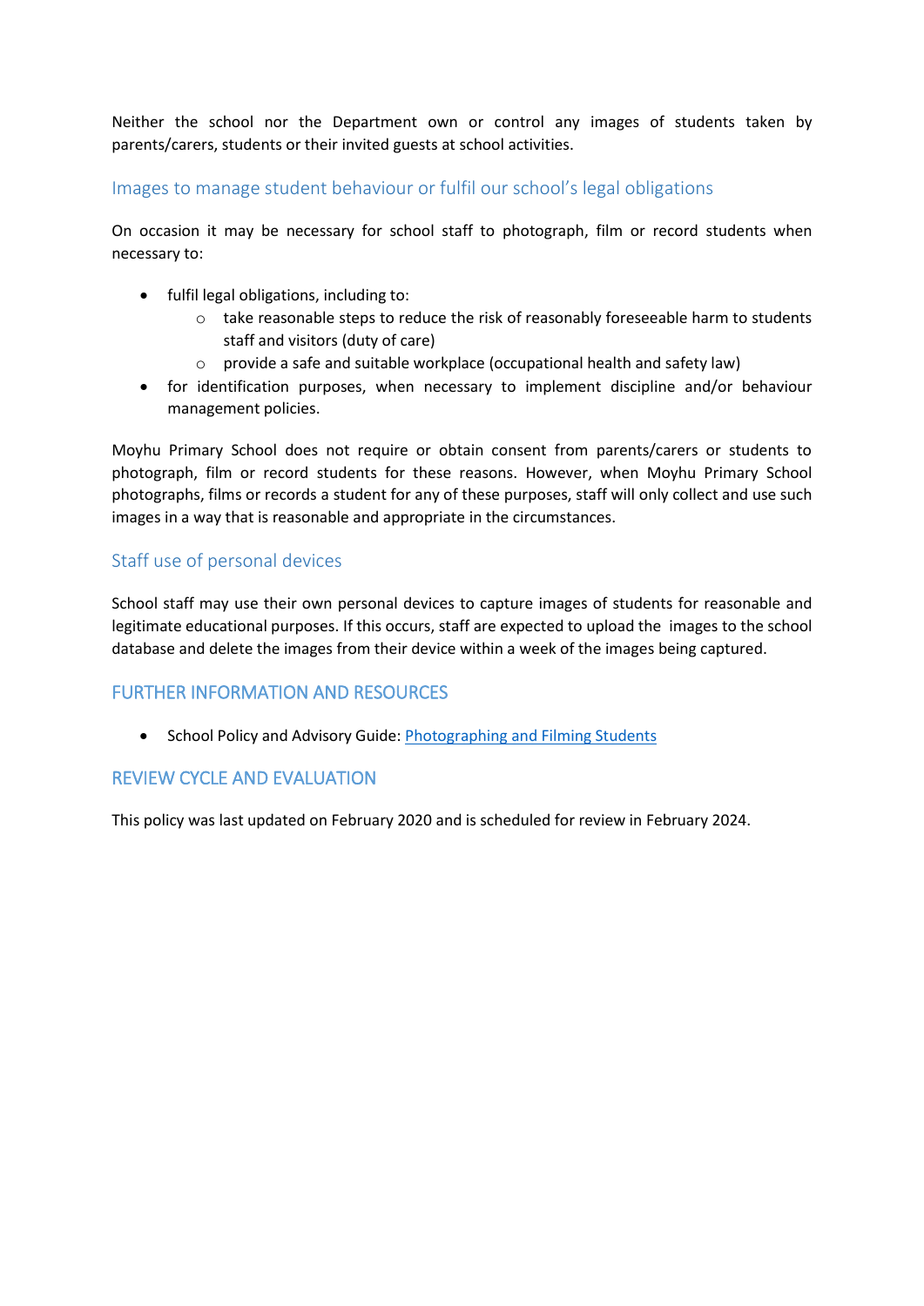Neither the school nor the Department own or control any images of students taken by parents/carers, students or their invited guests at school activities.

### Images to manage student behaviour or fulfil our school's legal obligations

On occasion it may be necessary for school staff to photograph, film or record students when necessary to:

- fulfil legal obligations, including to:
  - take reasonable steps to reduce the risk of reasonably foreseeable harm to students staff and visitors (duty of care)
  - provide a safe and suitable workplace (occupational health and safety law)
- for identification purposes, when necessary to implement discipline and/or behaviour management policies.

Moyhu Primary School does not require or obtain consent from parents/carers or students to photograph, film or record students for these reasons. However, when Moyhu Primary School photographs, films or records a student for any of these purposes, staff will only collect and use such images in a way that is reasonable and appropriate in the circumstances.

### Staff use of personal devices

School staff may use their own personal devices to capture images of students for reasonable and legitimate educational purposes. If this occurs, staff are expected to upload the images to the school database and delete the images from their device within a week of the images being captured.

## FURTHER INFORMATION AND RESOURCES

- School Policy and Advisory Guide: Photographing and Filming Students

## REVIEW CYCLE AND EVALUATION

This policy was last updated on February 2020 and is scheduled for review in February 2024.